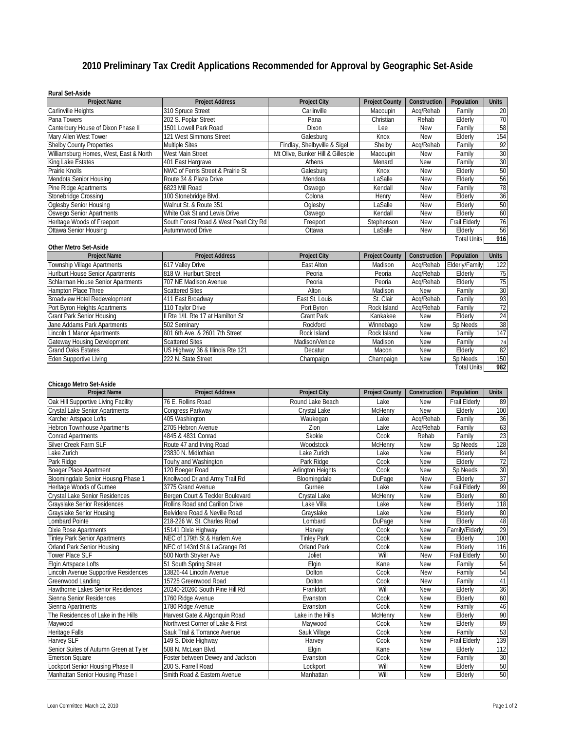# 2010 Preliminary Tax Credit Applications Recommended for Approval by Geographic Set-Aside

**Rural Set-Aside**

| Project Name | Project Address | Project City | Project County | Construction | Population | Units |
|---|---|---|---|---|---|---|
| Carlinville Heights | 310 Spruce Street | Carlinville | Macoupin | Acq/Rehab | Family | 20 |
| Pana Towers | 202 S. Poplar Street | Pana | Christian | Rehab | Elderly | 70 |
| Canterbury House of Dixon Phase II | 1501 Lowell Park Road | Dixon | Lee | New | Family | 58 |
| Mary Allen West Tower | 121 West Simmons Street | Galesburg | Knox | New | Elderly | 154 |
| Shelby County Properties | Multiple Sites | Findlay, Shelbyville & Sigel | Shelby | Acq/Rehab | Family | 92 |
| Williamsburg Homes, West, East & North | West Main Street | Mt Olive, Bunker Hill & Gillespie | Macoupin | New | Family | 30 |
| King Lake Estates | 401 East Hargrave | Athens | Menard | New | Family | 30 |
| Prairie Knolls | NWC of Ferris Street & Prairie St | Galesburg | Knox | New | Elderly | 50 |
| Mendota Senior Housing | Route 34 & Plaza Drive | Mendota | LaSalle | New | Elderly | 56 |
| Pine Ridge Apartments | 6823 Mill Road | Oswego | Kendall | New | Family | 78 |
| Stonebridge Crossing | 100 Stonebridge Blvd. | Colona | Henry | New | Elderly | 36 |
| Oglesby Senior Housing | Walnut St. & Route 351 | Oglesby | LaSalle | New | Elderly | 50 |
| Oswego Senior Apartments | White Oak St and Lewis Drive | Oswego | Kendall | New | Elderly | 60 |
| Heritage Woods of Freeport | South Forest Road & West Pearl City Rd | Freeport | Stephenson | New | Frail Elderly | 76 |
| Ottawa Senior Housing | Autumnwood Drive | Ottawa | LaSalle | New | Elderly | 56 |
| | | | | | Total Units | **916** |

**Other Metro Set-Aside**

| Project Name | Project Address | Project City | Project County | Construction | Population | Units |
|---|---|---|---|---|---|---|
| Township Village Apartments | 617 Valley Drive | East Alton | Madison | Acq/Rehab | Elderly/Family | 122 |
| Hurlburt House Senior Apartments | 818 W. Hurlburt Street | Peoria | Peoria | Acq/Rehab | Elderly | 75 |
| Schlarman House Senior Apartments | 707 NE Madison Avenue | Peoria | Peoria | Acq/Rehab | Elderly | 75 |
| Hampton Place Three | Scattered Sites | Alton | Madison | New | Family | 30 |
| Broadview Hotel Redevelopment | 411 East Broadway | East St. Louis | St. Clair | Acq/Rehab | Family | 93 |
| Port Byron Heights Apartments | 110 Taylor Drive | Port Byron | Rock Island | Acq/Rehab | Family | 72 |
| Grant Park Senior Housing | Il Rte 1/IL Rte 17 at Hamilton St | Grant Park | Kankakee | New | Elderly | 24 |
| Jane Addams Park Apartments | 502 Seminary | Rockford | Winnebago | New | Sp Needs | 38 |
| Lincoln 1 Manor Apartments | 801 6th Ave. & 2601 7th Street | Rock Island | Rock Island | New | Family | 147 |
| Gateway Housing Development | Scattered Sites | Madison/Venice | Madison | New | Family | 74 |
| Grand Oaks Estates | US Highway 36 & Illinois Rte 121 | Decatur | Macon | New | Elderly | 82 |
| Eden Supportive Living | 222 N. State Street | Champaign | Champaign | New | Sp Needs | 150 |
| | | | | | Total Units | **982** |

**Chicago Metro Set-Aside**

| Project Name | Project Address | Project City | Project County | Construction | Population | Units |
|---|---|---|---|---|---|---|
| Oak Hill Supportive Living Facility | 76 E. Rollins Road | Round Lake Beach | Lake | New | Frail Elderly | 89 |
| Crystal Lake Senior Apartments | Congress Parkway | Crystal Lake | McHenry | New | Elderly | 100 |
| Karcher Artspace Lofts | 405 Washington | Waukegan | Lake | Acq/Rehab | Family | 36 |
| Hebron Townhouse Apartments | 2705 Hebron Avenue | Zion | Lake | Acq/Rehab | Family | 63 |
| Conrad Apartments | 4845 & 4831 Conrad | Skokie | Cook | Rehab | Family | 23 |
| Silver Creek Farm SLF | Route 47 and Irving Road | Woodstock | McHenry | New | Sp Needs | 128 |
| Lake Zurich | 23830 N. Midlothian | Lake Zurich | Lake | New | Elderly | 84 |
| Park Ridge | Touhy and Washington | Park Ridge | Cook | New | Elderly | 72 |
| Boeger Place Apartment | 120 Boeger Road | Arlington Heights | Cook | New | Sp Needs | 30 |
| Bloomingdale Senior Housng Phase 1 | Knollwood Dr and Army Trail Rd | Bloomingdale | DuPage | New | Elderly | 37 |
| Heritage Woods of Gurnee | 3775 Grand Avenue | Gurnee | Lake | New | Frail Elderly | 99 |
| Crystal Lake Senior Residences | Bergen Court & Teckler Boulevard | Crystal Lake | McHenry | New | Elderly | 80 |
| Grayslake Senior Residences | Rollins Road and Carillon Drive | Lake Villa | Lake | New | Elderly | 118 |
| Grayslake Senior Housing | Belvidere Road & Neville Road | Grayslake | Lake | New | Elderly | 80 |
| Lombard Pointe | 218-226 W. St. Charles Road | Lombard | DuPage | New | Elderly | 48 |
| Dixie Rose Apartments | 15141 Dixie Highway | Harvey | Cook | New | Family/Elderly | 29 |
| Tinley Park Senior Apartments | NEC of 179th St & Harlem Ave | Tinley Park | Cook | New | Elderly | 100 |
| Orland Park Senior Housing | NEC of 143rd St & LaGrange Rd | Orland Park | Cook | New | Elderly | 116 |
| Tower Place SLF | 500 North Stryker Ave | Joliet | Will | New | Frail Elderly | 50 |
| Elgin Artspace Lofts | 51 South Spring Street | Elgin | Kane | New | Family | 54 |
| Lincoln Avenue Supportive Residences | 13826-44 Lincoln Avenue | Dolton | Cook | New | Family | 54 |
| Greenwood Landing | 15725 Greenwood Road | Dolton | Cook | New | Family | 41 |
| Hawthorne Lakes Senior Residences | 20240-20260 South Pine Hill Rd | Frankfort | Will | New | Elderly | 36 |
| Sienna Senior Residences | 1760 Ridge Avenue | Evanston | Cook | New | Elderly | 60 |
| Sienna Apartments | 1780 Ridge Avenue | Evanston | Cook | New | Family | 46 |
| The Residences of Lake in the Hills | Harvest Gate & Algonquin Road | Lake in the Hills | McHenry | New | Elderly | 90 |
| Maywood | Northwest Corner of Lake & First | Maywood | Cook | New | Elderly | 89 |
| Heritage Falls | Sauk Trail & Torrance Avenue | Sauk Village | Cook | New | Family | 53 |
| Harvey SLF | 149 S. Dixie Highway | Harvey | Cook | New | Frail Elderly | 139 |
| Senior Suites of Autumn Green at Tyler | 508 N. McLean Blvd. | Elgin | Kane | New | Elderly | 112 |
| Emerson Square | Foster between Dewey and Jackson | Evanston | Cook | New | Family | 30 |
| Lockport Senior Housing Phase II | 200 S. Farrell Road | Lockport | Will | New | Elderly | 50 |
| Manhattan Senior Housing Phase I | Smith Road & Eastern Avenue | Manhattan | Will | New | Elderly | 50 |

Loan Committee: March 12, 2010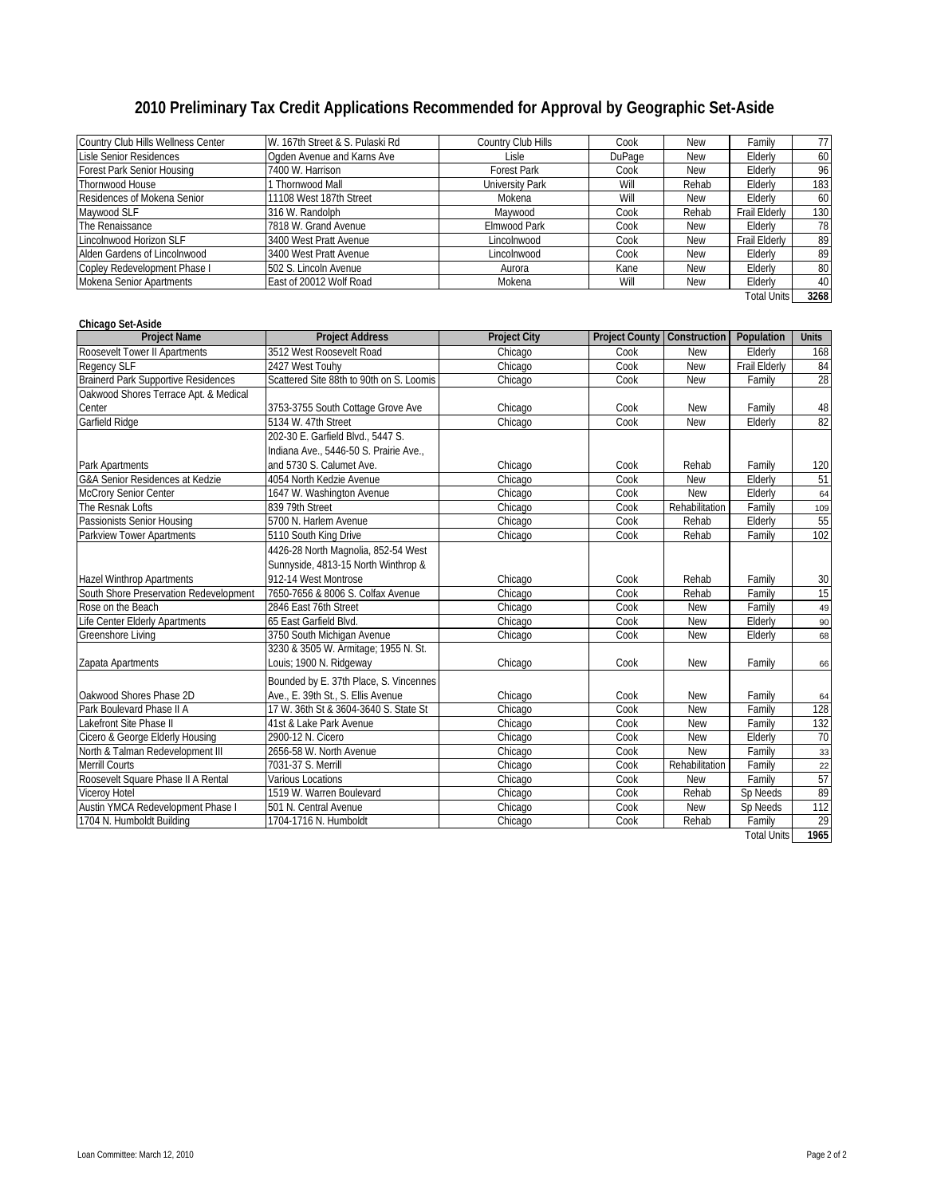# 2010 Preliminary Tax Credit Applications Recommended for Approval by Geographic Set-Aside

| | | | | | | |
|---|---|---|---|---|---|---|
| Country Club Hills Wellness Center | W. 167th Street & S. Pulaski Rd | Country Club Hills | Cook | New | Family | 77 |
| Lisle Senior Residences | Ogden Avenue and Karns Ave | Lisle | DuPage | New | Elderly | 60 |
| Forest Park Senior Housing | 7400 W. Harrison | Forest Park | Cook | New | Elderly | 96 |
| Thornwood House | 1 Thornwood Mall | University Park | Will | Rehab | Elderly | 183 |
| Residences of Mokena Senior | 11108 West 187th Street | Mokena | Will | New | Elderly | 60 |
| Maywood SLF | 316 W. Randolph | Maywood | Cook | Rehab | Frail Elderly | 130 |
| The Renaissance | 7818 W. Grand Avenue | Elmwood Park | Cook | New | Elderly | 78 |
| Lincolnwood Horizon SLF | 3400 West Pratt Avenue | Lincolnwood | Cook | New | Frail Elderly | 89 |
| Alden Gardens of Lincolnwood | 3400 West Pratt Avenue | Lincolnwood | Cook | New | Elderly | 89 |
| Copley Redevelopment Phase I | 502 S. Lincoln Avenue | Aurora | Kane | New | Elderly | 80 |
| Mokena Senior Apartments | East of 20012 Wolf Road | Mokena | Will | New | Elderly | 40 |
| | | | | | Total Units | 3268 |

**Chicago Set-Aside**

| Project Name | Project Address | Project City | Project County | Construction | Population | Units |
|---|---|---|---|---|---|---|
| Roosevelt Tower II Apartments | 3512 West Roosevelt Road | Chicago | Cook | New | Elderly | 168 |
| Regency SLF | 2427 West Touhy | Chicago | Cook | New | Frail Elderly | 84 |
| Brainerd Park Supportive Residences | Scattered Site 88th to 90th on S. Loomis | Chicago | Cook | New | Family | 28 |
| Oakwood Shores Terrace Apt. & Medical Center | 3753-3755 South Cottage Grove Ave | Chicago | Cook | New | Family | 48 |
| Garfield Ridge | 5134 W. 47th Street | Chicago | Cook | New | Elderly | 82 |
| Park Apartments | 202-30 E. Garfield Blvd., 5447 S. Indiana Ave., 5446-50 S. Prairie Ave., and 5730 S. Calumet Ave. | Chicago | Cook | Rehab | Family | 120 |
| G&A Senior Residences at Kedzie | 4054 North Kedzie Avenue | Chicago | Cook | New | Elderly | 51 |
| McCrory Senior Center | 1647 W. Washington Avenue | Chicago | Cook | New | Elderly | 64 |
| The Resnak Lofts | 839 79th Street | Chicago | Cook | Rehabilitation | Family | 109 |
| Passionists Senior Housing | 5700 N. Harlem Avenue | Chicago | Cook | Rehab | Elderly | 55 |
| Parkview Tower Apartments | 5110 South King Drive | Chicago | Cook | Rehab | Family | 102 |
| Hazel Winthrop Apartments | 4426-28 North Magnolia, 852-54 West Sunnyside, 4813-15 North Winthrop & 912-14 West Montrose | Chicago | Cook | Rehab | Family | 30 |
| South Shore Preservation Redevelopment | 7650-7656 & 8006 S. Colfax Avenue | Chicago | Cook | Rehab | Family | 15 |
| Rose on the Beach | 2846 East 76th Street | Chicago | Cook | New | Family | 49 |
| Life Center Elderly Apartments | 65 East Garfield Blvd. | Chicago | Cook | New | Elderly | 90 |
| Greenshore Living | 3750 South Michigan Avenue | Chicago | Cook | New | Elderly | 68 |
| Zapata Apartments | 3230 & 3505 W. Armitage; 1955 N. St. Louis; 1900 N. Ridgeway | Chicago | Cook | New | Family | 66 |
| Oakwood Shores Phase 2D | Bounded by E. 37th Place, S. Vincennes Ave., E. 39th St., S. Ellis Avenue | Chicago | Cook | New | Family | 64 |
| Park Boulevard Phase II A | 17 W. 36th St & 3604-3640 S. State St | Chicago | Cook | New | Family | 128 |
| Lakefront Site Phase II | 41st & Lake Park Avenue | Chicago | Cook | New | Family | 132 |
| Cicero & George Elderly Housing | 2900-12 N. Cicero | Chicago | Cook | New | Elderly | 70 |
| North & Talman Redevelopment III | 2656-58 W. North Avenue | Chicago | Cook | New | Family | 33 |
| Merrill Courts | 7031-37 S. Merrill | Chicago | Cook | Rehabilitation | Family | 22 |
| Roosevelt Square Phase II A Rental | Various Locations | Chicago | Cook | New | Family | 57 |
| Viceroy Hotel | 1519 W. Warren Boulevard | Chicago | Cook | Rehab | Sp Needs | 89 |
| Austin YMCA Redevelopment Phase I | 501 N. Central Avenue | Chicago | Cook | New | Sp Needs | 112 |
| 1704 N. Humboldt Building | 1704-1716 N. Humboldt | Chicago | Cook | Rehab | Family | 29 |
| | | | | | Total Units | 1965 |

Loan Committee: March 12, 2010